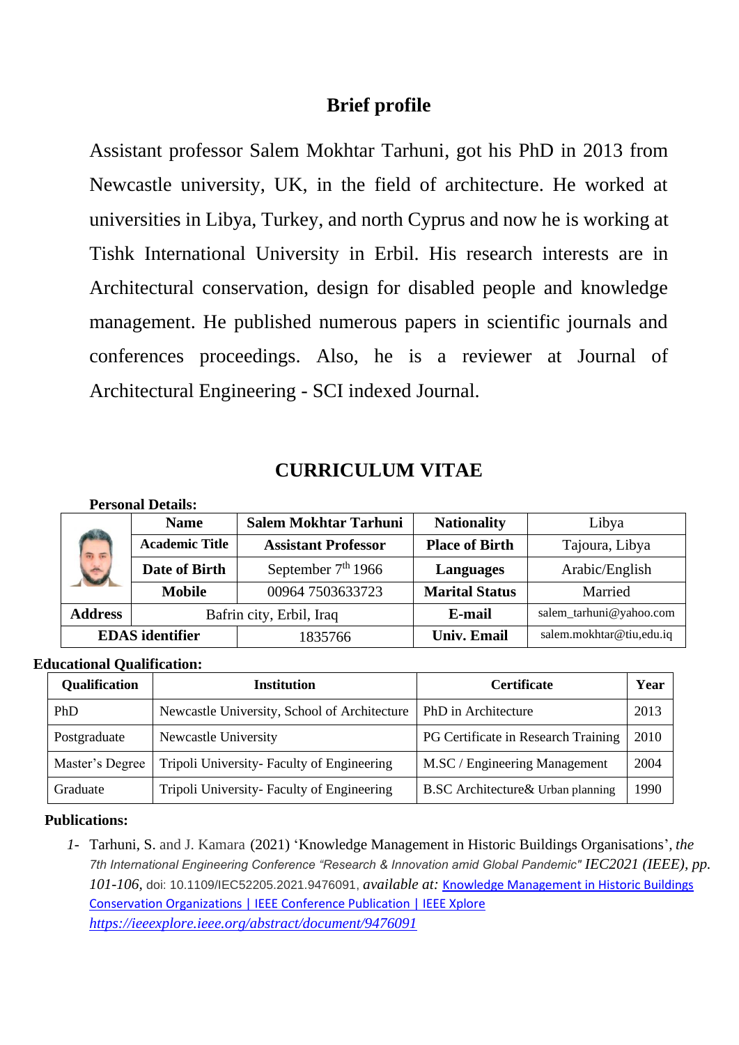# Brief profile

Assistant professor Salem Mokhtar Tarhuni, got his PhD in 2013 from Newcastle university, UK, in the field of architecture. He worked at universities in Libya, Turkey, and north Cyprus and now he is working at Tishk International University in Erbil. His research interests are in Architectural conservation, design for disabled people and knowledge management. He published numerous papers in scientific journals and conferences proceedings. Also, he is a reviewer at Journal of Architectural Engineering - SCI indexed Journal.

# CURRICULUM VITAE

**Personal Details:**

| | **Name** | **Salem Mokhtar Tarhuni** | **Nationality** | Libya |
|---|---|---|---|---|
| | **Academic Title** | **Assistant Professor** | **Place of Birth** | Tajoura, Libya |
| | **Date of Birth** | September 7th 1966 | **Languages** | Arabic/English |
| | **Mobile** | 00964 7503633723 | **Marital Status** | Married |
| **Address** | Bafrin city, Erbil, Iraq | | **E-mail** | salem_tarhuni@yahoo.com |
| **EDAS identifier** | | 1835766 | **Univ. Email** | salem.mokhtar@tiu,edu.iq |

**Educational Qualification:**

| **Qualification** | **Institution** | **Certificate** | **Year** |
|---|---|---|---|
| PhD | Newcastle University, School of Architecture | PhD in Architecture | 2013 |
| Postgraduate | Newcastle University | PG Certificate in Research Training | 2010 |
| Master's Degree | Tripoli University- Faculty of Engineering | M.SC / Engineering Management | 2004 |
| Graduate | Tripoli University- Faculty of Engineering | B.SC Architecture& Urban planning | 1990 |

**Publications:**

*1-* Tarhuni, S. and J. Kamara (2021) 'Knowledge Management in Historic Buildings Organisations', *the 7th International Engineering Conference "Research & Innovation amid Global Pandemic" IEC2021 (IEEE), pp. 101-106*, doi: 10.1109/IEC52205.2021.9476091, *available at:* [Knowledge Management in Historic Buildings Conservation Organizations | IEEE Conference Publication | IEEE Xplore](https://ieeexplore.ieee.org/abstract/document/9476091) *https://ieeexplore.ieee.org/abstract/document/9476091*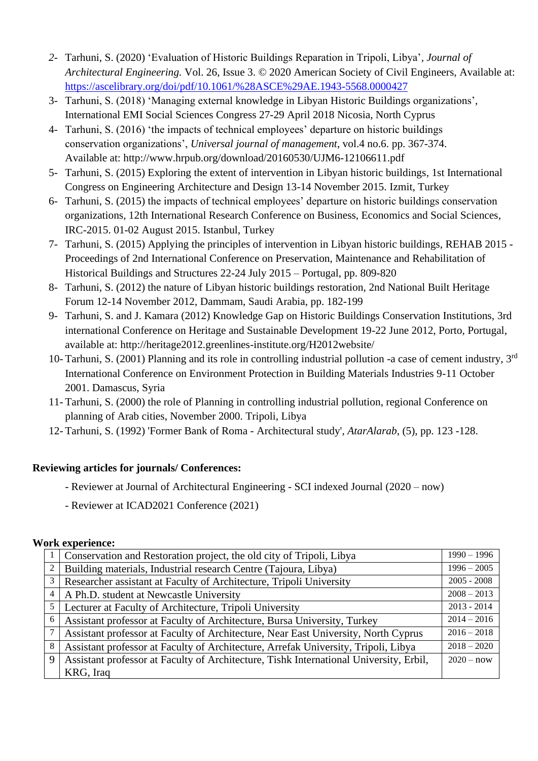2- Tarhuni, S. (2020) 'Evaluation of Historic Buildings Reparation in Tripoli, Libya', *Journal of Architectural Engineering.* Vol. 26, Issue 3. © 2020 American Society of Civil Engineers, Available at: https://ascelibrary.org/doi/pdf/10.1061/%28ASCE%29AE.1943-5568.0000427

3- Tarhuni, S. (2018) 'Managing external knowledge in Libyan Historic Buildings organizations', International EMI Social Sciences Congress 27-29 April 2018 Nicosia, North Cyprus

4- Tarhuni, S. (2016) 'the impacts of technical employees' departure on historic buildings conservation organizations', *Universal journal of management*, vol.4 no.6. pp. 367-374. Available at: http://www.hrpub.org/download/20160530/UJM6-12106611.pdf

5- Tarhuni, S. (2015) Exploring the extent of intervention in Libyan historic buildings, 1st International Congress on Engineering Architecture and Design 13-14 November 2015. Izmit, Turkey

6- Tarhuni, S. (2015) the impacts of technical employees' departure on historic buildings conservation organizations, 12th International Research Conference on Business, Economics and Social Sciences, IRC-2015. 01-02 August 2015. Istanbul, Turkey

7- Tarhuni, S. (2015) Applying the principles of intervention in Libyan historic buildings, REHAB 2015 - Proceedings of 2nd International Conference on Preservation, Maintenance and Rehabilitation of Historical Buildings and Structures 22-24 July 2015 – Portugal, pp. 809-820

8- Tarhuni, S. (2012) the nature of Libyan historic buildings restoration, 2nd National Built Heritage Forum 12-14 November 2012, Dammam, Saudi Arabia, pp. 182-199

9- Tarhuni, S. and J. Kamara (2012) Knowledge Gap on Historic Buildings Conservation Institutions, 3rd international Conference on Heritage and Sustainable Development 19-22 June 2012, Porto, Portugal, available at: http://heritage2012.greenlines-institute.org/H2012website/

10- Tarhuni, S. (2001) Planning and its role in controlling industrial pollution -a case of cement industry, 3rd International Conference on Environment Protection in Building Materials Industries 9-11 October 2001. Damascus, Syria

11- Tarhuni, S. (2000) the role of Planning in controlling industrial pollution, regional Conference on planning of Arab cities, November 2000. Tripoli, Libya

12- Tarhuni, S. (1992) 'Former Bank of Roma - Architectural study', *AtarAlarab*, (5), pp. 123 -128.

**Reviewing articles for journals/ Conferences:**

- Reviewer at Journal of Architectural Engineering - SCI indexed Journal (2020 – now)
- Reviewer at ICAD2021 Conference (2021)

**Work experience:**

| | | |
|---|---|---|
| 1 | Conservation and Restoration project, the old city of Tripoli, Libya | 1990 – 1996 |
| 2 | Building materials, Industrial research Centre (Tajoura, Libya) | 1996 – 2005 |
| 3 | Researcher assistant at Faculty of Architecture, Tripoli University | 2005 - 2008 |
| 4 | A Ph.D. student at Newcastle University | 2008 – 2013 |
| 5 | Lecturer at Faculty of Architecture, Tripoli University | 2013 - 2014 |
| 6 | Assistant professor at Faculty of Architecture, Bursa University, Turkey | 2014 – 2016 |
| 7 | Assistant professor at Faculty of Architecture, Near East University, North Cyprus | 2016 – 2018 |
| 8 | Assistant professor at Faculty of Architecture, Arrefak University, Tripoli, Libya | 2018 – 2020 |
| 9 | Assistant professor at Faculty of Architecture, Tishk International University, Erbil, KRG, Iraq | 2020 – now |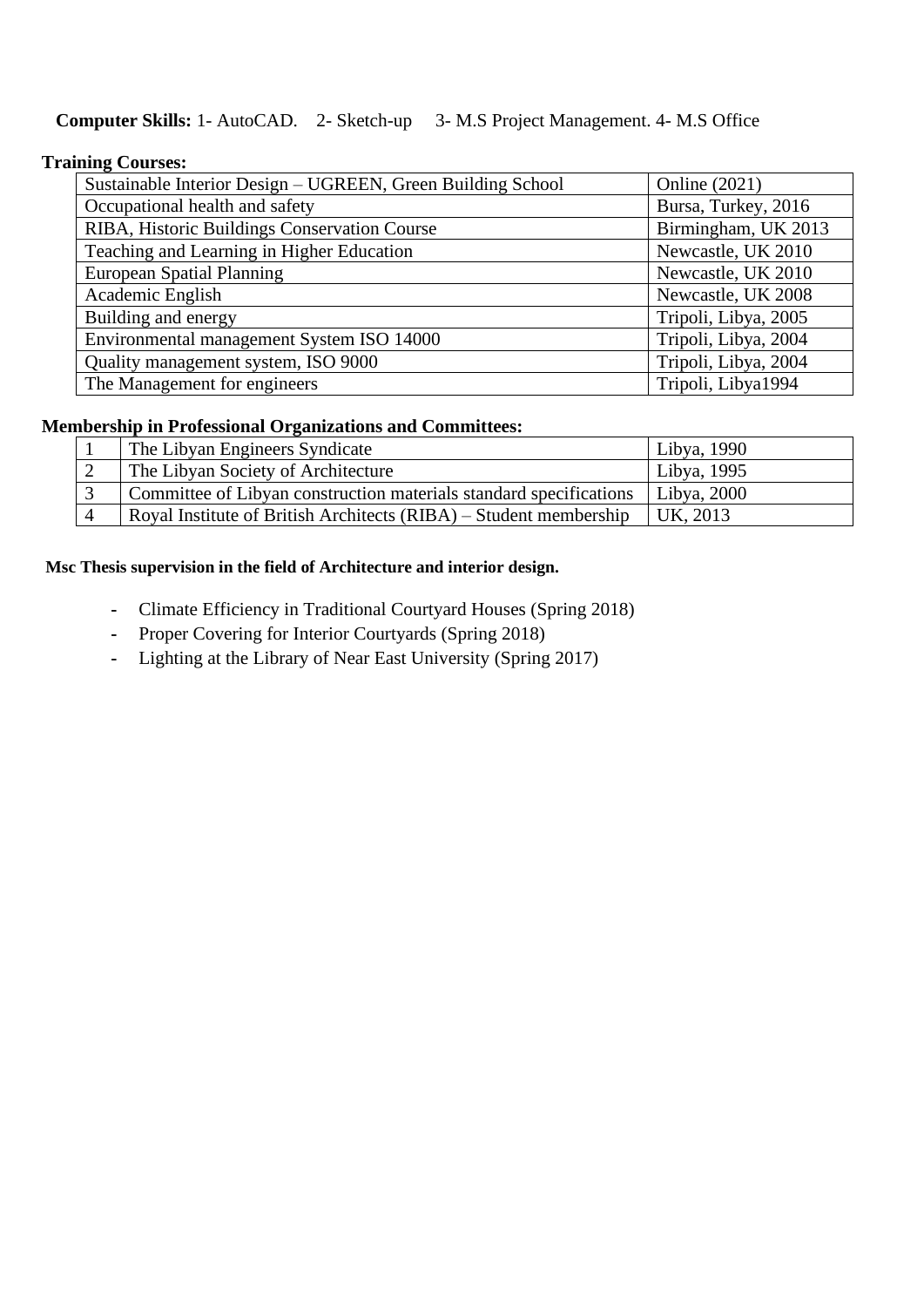**Computer Skills:** 1- AutoCAD. 2- Sketch-up 3- M.S Project Management. 4- M.S Office

**Training Courses:**

| | |
|---|---|
| Sustainable Interior Design – UGREEN, Green Building School | Online (2021) |
| Occupational health and safety | Bursa, Turkey, 2016 |
| RIBA, Historic Buildings Conservation Course | Birmingham, UK 2013 |
| Teaching and Learning in Higher Education | Newcastle, UK 2010 |
| European Spatial Planning | Newcastle, UK 2010 |
| Academic English | Newcastle, UK 2008 |
| Building and energy | Tripoli, Libya, 2005 |
| Environmental management System ISO 14000 | Tripoli, Libya, 2004 |
| Quality management system, ISO 9000 | Tripoli, Libya, 2004 |
| The Management for engineers | Tripoli, Libya1994 |

**Membership in Professional Organizations and Committees:**

| | | |
|---|---|---|
| 1 | The Libyan Engineers Syndicate | Libya, 1990 |
| 2 | The Libyan Society of Architecture | Libya, 1995 |
| 3 | Committee of Libyan construction materials standard specifications | Libya, 2000 |
| 4 | Royal Institute of British Architects (RIBA) – Student membership | UK, 2013 |

**Msc Thesis supervision in the field of Architecture and interior design.**

- Climate Efficiency in Traditional Courtyard Houses (Spring 2018)
- Proper Covering for Interior Courtyards (Spring 2018)
- Lighting at the Library of Near East University (Spring 2017)